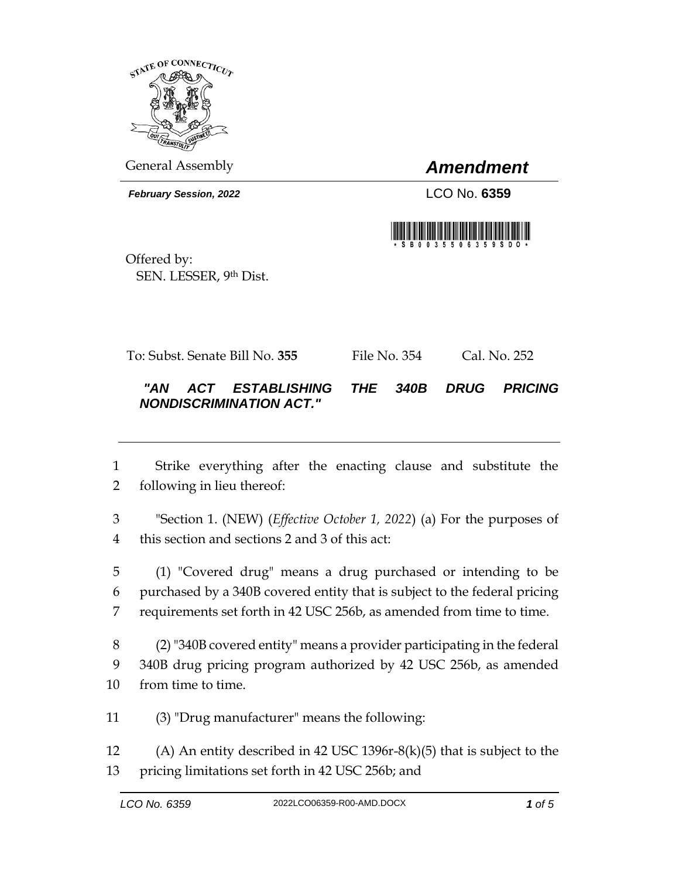General Assembly

# *Amendment*

***February Session, 2022***

LCO No. **6359**

Offered by:
SEN. LESSER, 9th Dist.

To: Subst. Senate Bill No. **355** File No. 354 Cal. No. 252

***"AN ACT ESTABLISHING THE 340B DRUG PRICING NONDISCRIMINATION ACT."***

---

1 Strike everything after the enacting clause and substitute the
2 following in lieu thereof:

3 "Section 1. (NEW) (*Effective October 1, 2022*) (a) For the purposes of
4 this section and sections 2 and 3 of this act:

5 (1) "Covered drug" means a drug purchased or intending to be
6 purchased by a 340B covered entity that is subject to the federal pricing
7 requirements set forth in 42 USC 256b, as amended from time to time.

8 (2) "340B covered entity" means a provider participating in the federal
9 340B drug pricing program authorized by 42 USC 256b, as amended
10 from time to time.

11 (3) "Drug manufacturer" means the following:

12 (A) An entity described in 42 USC 1396r-8(k)(5) that is subject to the
13 pricing limitations set forth in 42 USC 256b; and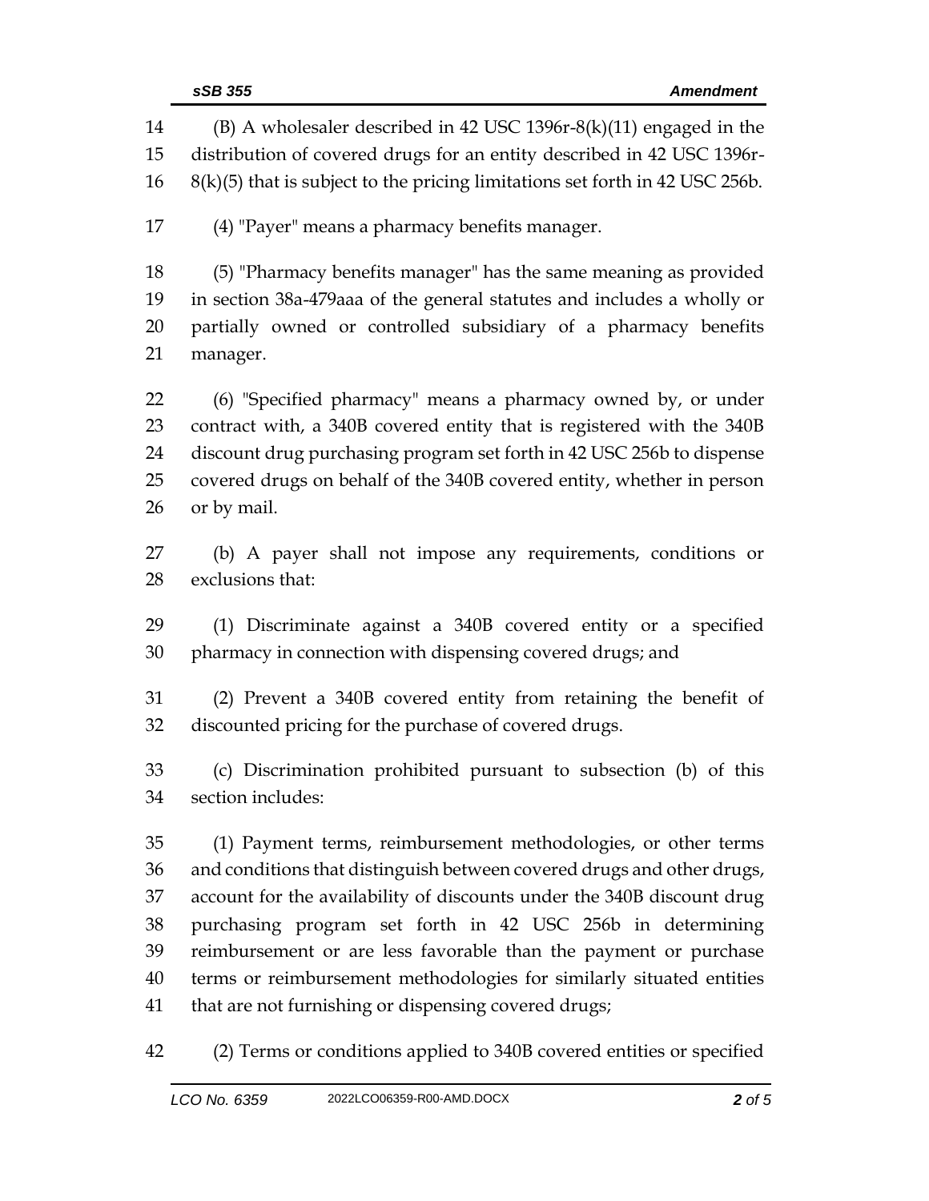(B) A wholesaler described in 42 USC 1396r-8(k)(11) engaged in the distribution of covered drugs for an entity described in 42 USC 1396r-8(k)(5) that is subject to the pricing limitations set forth in 42 USC 256b.

(4) "Payer" means a pharmacy benefits manager.

(5) "Pharmacy benefits manager" has the same meaning as provided in section 38a-479aaa of the general statutes and includes a wholly or partially owned or controlled subsidiary of a pharmacy benefits manager.

(6) "Specified pharmacy" means a pharmacy owned by, or under contract with, a 340B covered entity that is registered with the 340B discount drug purchasing program set forth in 42 USC 256b to dispense covered drugs on behalf of the 340B covered entity, whether in person or by mail.

(b) A payer shall not impose any requirements, conditions or exclusions that:

(1) Discriminate against a 340B covered entity or a specified pharmacy in connection with dispensing covered drugs; and

(2) Prevent a 340B covered entity from retaining the benefit of discounted pricing for the purchase of covered drugs.

(c) Discrimination prohibited pursuant to subsection (b) of this section includes:

(1) Payment terms, reimbursement methodologies, or other terms and conditions that distinguish between covered drugs and other drugs, account for the availability of discounts under the 340B discount drug purchasing program set forth in 42 USC 256b in determining reimbursement or are less favorable than the payment or purchase terms or reimbursement methodologies for similarly situated entities that are not furnishing or dispensing covered drugs;

(2) Terms or conditions applied to 340B covered entities or specified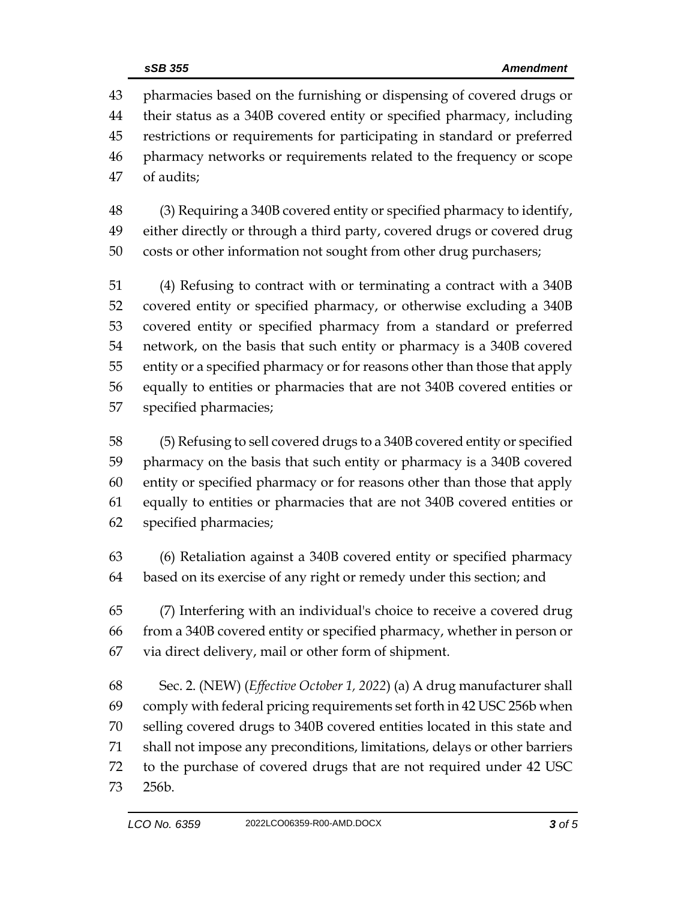pharmacies based on the furnishing or dispensing of covered drugs or their status as a 340B covered entity or specified pharmacy, including restrictions or requirements for participating in standard or preferred pharmacy networks or requirements related to the frequency or scope of audits;

(3) Requiring a 340B covered entity or specified pharmacy to identify, either directly or through a third party, covered drugs or covered drug costs or other information not sought from other drug purchasers;

(4) Refusing to contract with or terminating a contract with a 340B covered entity or specified pharmacy, or otherwise excluding a 340B covered entity or specified pharmacy from a standard or preferred network, on the basis that such entity or pharmacy is a 340B covered entity or a specified pharmacy or for reasons other than those that apply equally to entities or pharmacies that are not 340B covered entities or specified pharmacies;

(5) Refusing to sell covered drugs to a 340B covered entity or specified pharmacy on the basis that such entity or pharmacy is a 340B covered entity or specified pharmacy or for reasons other than those that apply equally to entities or pharmacies that are not 340B covered entities or specified pharmacies;

(6) Retaliation against a 340B covered entity or specified pharmacy based on its exercise of any right or remedy under this section; and

(7) Interfering with an individual's choice to receive a covered drug from a 340B covered entity or specified pharmacy, whether in person or via direct delivery, mail or other form of shipment.

Sec. 2. (NEW) (*Effective October 1, 2022*) (a) A drug manufacturer shall comply with federal pricing requirements set forth in 42 USC 256b when selling covered drugs to 340B covered entities located in this state and shall not impose any preconditions, limitations, delays or other barriers to the purchase of covered drugs that are not required under 42 USC 256b.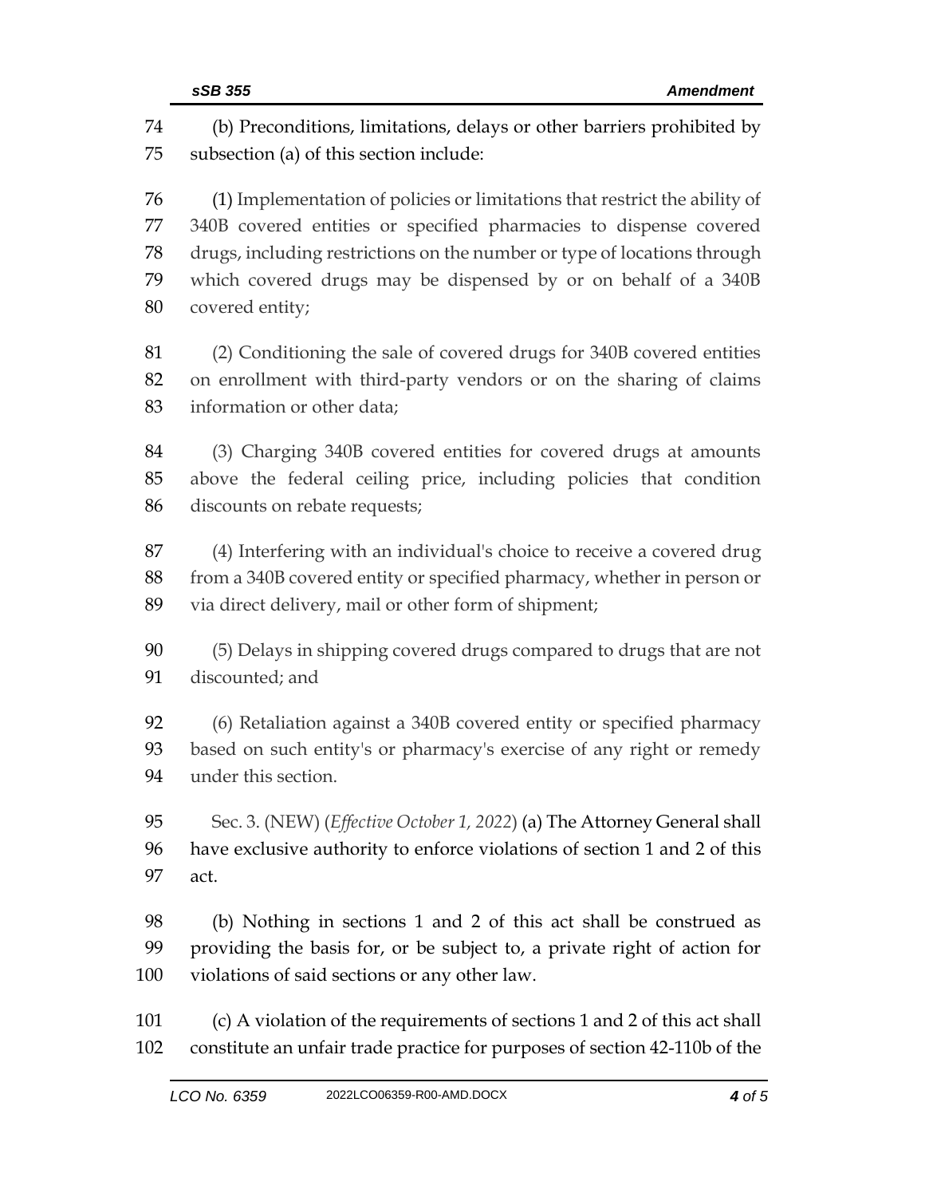(b) Preconditions, limitations, delays or other barriers prohibited by subsection (a) of this section include:

(1) Implementation of policies or limitations that restrict the ability of 340B covered entities or specified pharmacies to dispense covered drugs, including restrictions on the number or type of locations through which covered drugs may be dispensed by or on behalf of a 340B covered entity;

(2) Conditioning the sale of covered drugs for 340B covered entities on enrollment with third-party vendors or on the sharing of claims information or other data;

(3) Charging 340B covered entities for covered drugs at amounts above the federal ceiling price, including policies that condition discounts on rebate requests;

(4) Interfering with an individual's choice to receive a covered drug from a 340B covered entity or specified pharmacy, whether in person or via direct delivery, mail or other form of shipment;

(5) Delays in shipping covered drugs compared to drugs that are not discounted; and

(6) Retaliation against a 340B covered entity or specified pharmacy based on such entity's or pharmacy's exercise of any right or remedy under this section.

Sec. 3. (NEW) (*Effective October 1, 2022*) (a) The Attorney General shall have exclusive authority to enforce violations of section 1 and 2 of this act.

(b) Nothing in sections 1 and 2 of this act shall be construed as providing the basis for, or be subject to, a private right of action for violations of said sections or any other law.

(c) A violation of the requirements of sections 1 and 2 of this act shall constitute an unfair trade practice for purposes of section 42-110b of the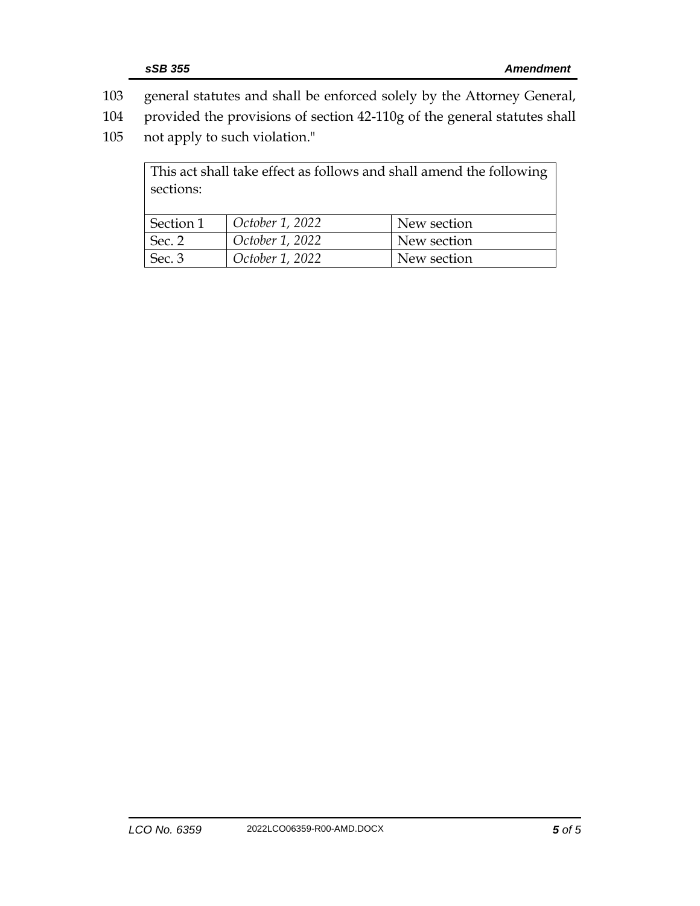103 general statutes and shall be enforced solely by the Attorney General,
104 provided the provisions of section 42-110g of the general statutes shall
105 not apply to such violation."

| This act shall take effect as follows and shall amend the following sections: | | |
|---|---|---|
| Section 1 | *October 1, 2022* | New section |
| Sec. 2 | *October 1, 2022* | New section |
| Sec. 3 | *October 1, 2022* | New section |